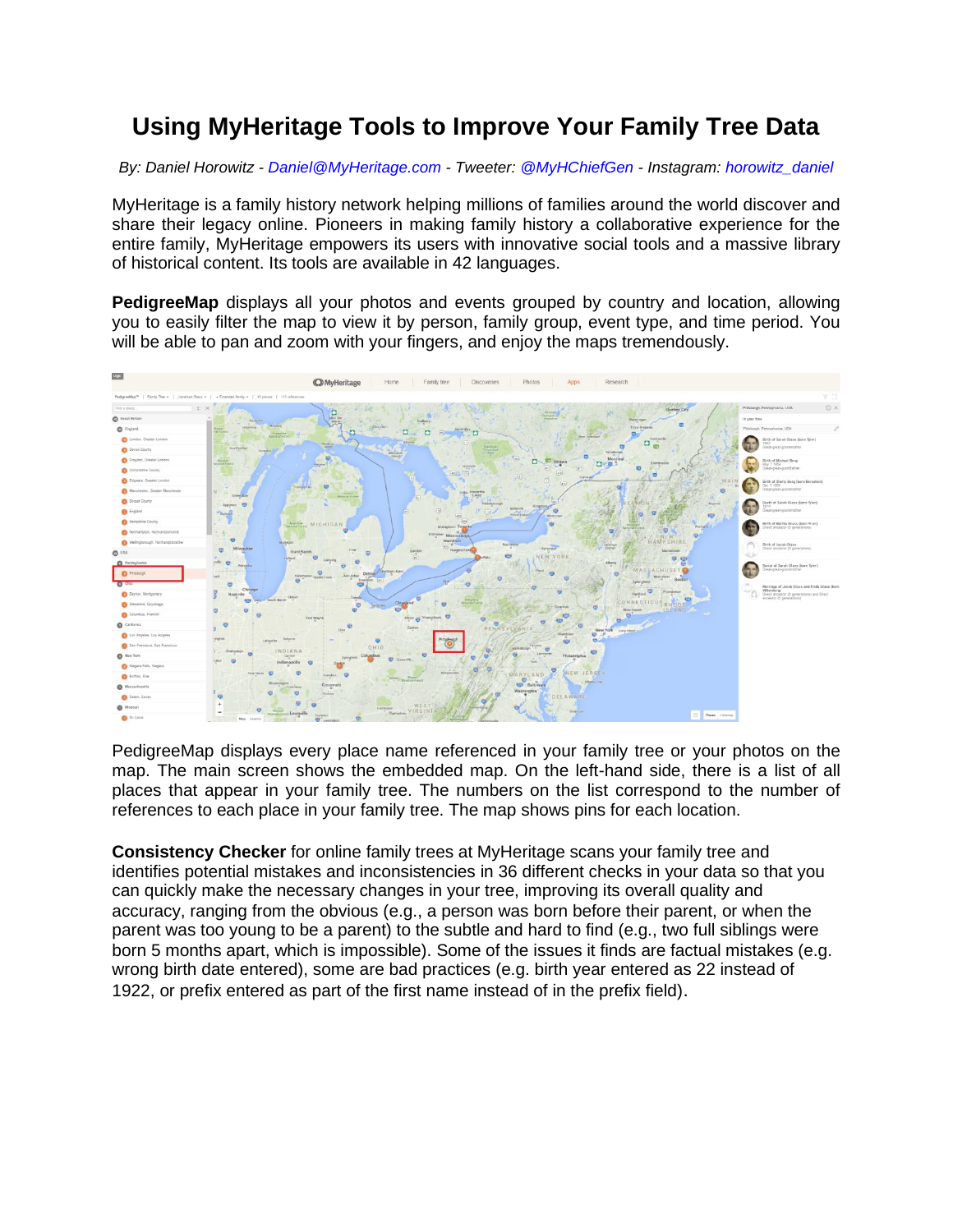# Using MyHeritage Tools to Improve Your Family Tree Data

*By: Daniel Horowitz - Daniel@MyHeritage.com - Tweeter: @MyHChiefGen - Instagram: horowitz_daniel*

MyHeritage is a family history network helping millions of families around the world discover and share their legacy online. Pioneers in making family history a collaborative experience for the entire family, MyHeritage empowers its users with innovative social tools and a massive library of historical content. Its tools are available in 42 languages.

**PedigreeMap** displays all your photos and events grouped by country and location, allowing you to easily filter the map to view it by person, family group, event type, and time period. You will be able to pan and zoom with your fingers, and enjoy the maps tremendously.

PedigreeMap displays every place name referenced in your family tree or your photos on the map. The main screen shows the embedded map. On the left-hand side, there is a list of all places that appear in your family tree. The numbers on the list correspond to the number of references to each place in your family tree. The map shows pins for each location.

**Consistency Checker** for online family trees at MyHeritage scans your family tree and identifies potential mistakes and inconsistencies in 36 different checks in your data so that you can quickly make the necessary changes in your tree, improving its overall quality and accuracy, ranging from the obvious (e.g., a person was born before their parent, or when the parent was too young to be a parent) to the subtle and hard to find (e.g., two full siblings were born 5 months apart, which is impossible). Some of the issues it finds are factual mistakes (e.g. wrong birth date entered), some are bad practices (e.g. birth year entered as 22 instead of 1922, or prefix entered as part of the first name instead of in the prefix field).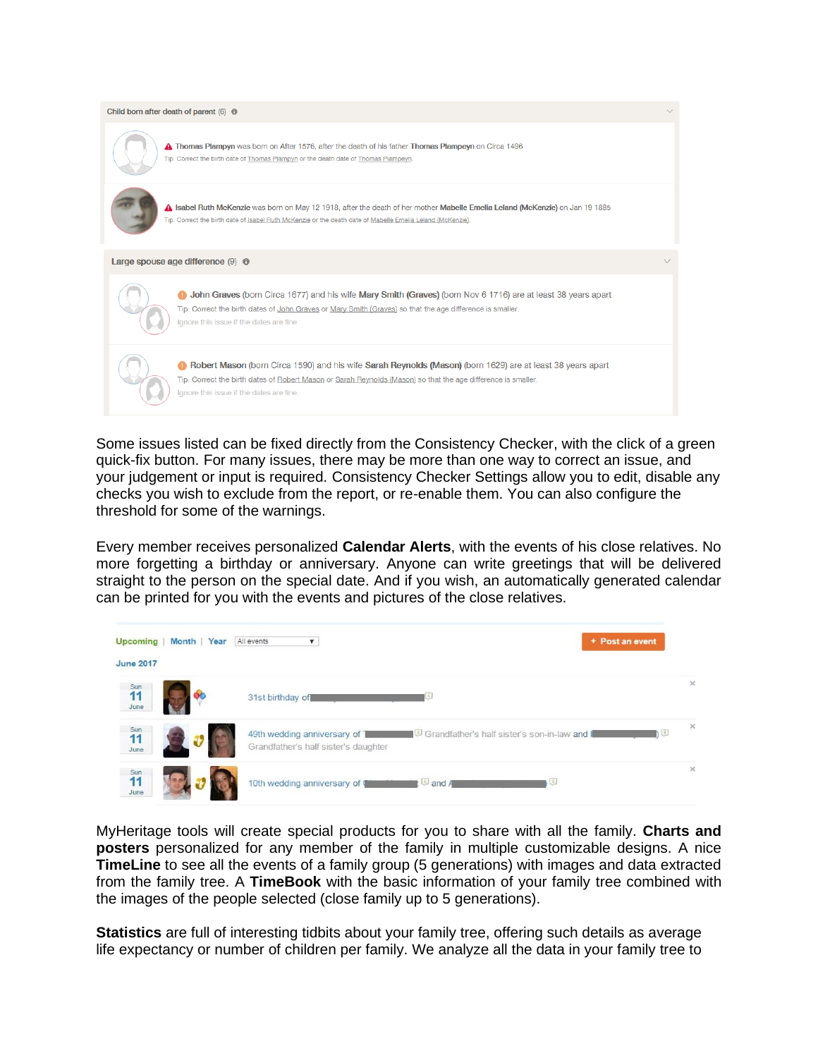Child born after death of parent (6)

Thomas Plampyn was born on After 1576, after the death of his father Thomas Plampeyn on Circa 1496
Tip: Correct the birth date of Thomas Plampyn or the death date of Thomas Plampeyn.

Isabel Ruth McKenzie was born on May 12 1918, after the death of her mother Mabelle Emelia Leland (McKenzie) on Jan 19 1885
Tip: Correct the birth date of Isabel Ruth McKenzie or the death date of Mabelle Emelia Leland (McKenzie).

Large spouse age difference (9)

John Graves (born Circa 1677) and his wife Mary Smith (Graves) (born Nov 6 1716) are at least 38 years apart
Tip: Correct the birth dates of John Graves or Mary Smith (Graves) so that the age difference is smaller.
Ignore this issue if the dates are fine.

Robert Mason (born Circa 1590) and his wife Sarah Reynolds (Mason) (born 1629) are at least 38 years apart
Tip: Correct the birth dates of Robert Mason or Sarah Reynolds (Mason) so that the age difference is smaller.
Ignore this issue if the dates are fine.

Some issues listed can be fixed directly from the Consistency Checker, with the click of a green quick-fix button. For many issues, there may be more than one way to correct an issue, and your judgement or input is required. Consistency Checker Settings allow you to edit, disable any checks you wish to exclude from the report, or re-enable them. You can also configure the threshold for some of the warnings.

Every member receives personalized **Calendar Alerts**, with the events of his close relatives. No more forgetting a birthday or anniversary. Anyone can write greetings that will be delivered straight to the person on the special date. And if you wish, an automatically generated calendar can be printed for you with the events and pictures of the close relatives.

Upcoming | Month | Year | All events — + Post an event

June 2017

Sun 11 June — 31st birthday of

Sun 11 June — 49th wedding anniversary of (Grandfather's half sister's son-in-law) and (Grandfather's half sister's daughter)

Sun 11 June — 10th wedding anniversary of and

MyHeritage tools will create special products for you to share with all the family. **Charts and posters** personalized for any member of the family in multiple customizable designs. A nice **TimeLine** to see all the events of a family group (5 generations) with images and data extracted from the family tree. A **TimeBook** with the basic information of your family tree combined with the images of the people selected (close family up to 5 generations).

**Statistics** are full of interesting tidbits about your family tree, offering such details as average life expectancy or number of children per family. We analyze all the data in your family tree to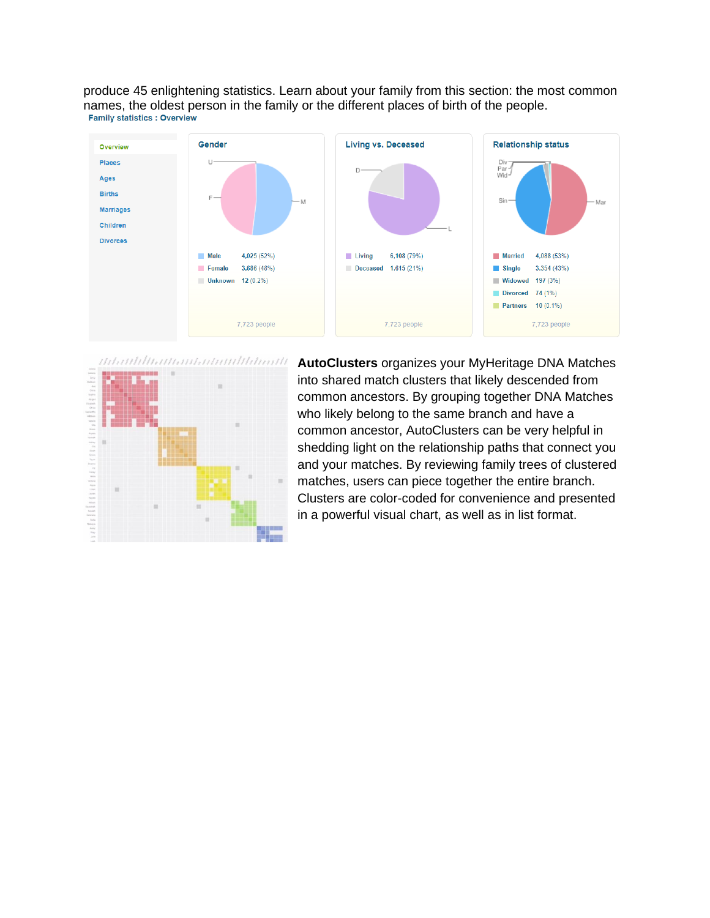produce 45 enlightening statistics. Learn about your family from this section: the most common names, the oldest person in the family or the different places of birth of the people.

Family statistics : Overview

Overview
Places
Ages
Births
Marriages
Children
Divorces

Gender

U
F
M

Male 4,025 (52%)
Female 3,686 (48%)
Unknown 12 (0.2%)

7,723 people

Living vs. Deceased

D
L

Living 6,108 (79%)
Deceased 1,615 (21%)

7,723 people

Relationship status

Div
Par
Wid
Sin
Mar

Married 4,088 (53%)
Single 3,354 (43%)
Widowed 197 (3%)
Divorced 74 (1%)
Partners 10 (0.1%)

7,723 people

**AutoClusters** organizes your MyHeritage DNA Matches into shared match clusters that likely descended from common ancestors. By grouping together DNA Matches who likely belong to the same branch and have a common ancestor, AutoClusters can be very helpful in shedding light on the relationship paths that connect you and your matches. By reviewing family trees of clustered matches, users can piece together the entire branch. Clusters are color-coded for convenience and presented in a powerful visual chart, as well as in list format.